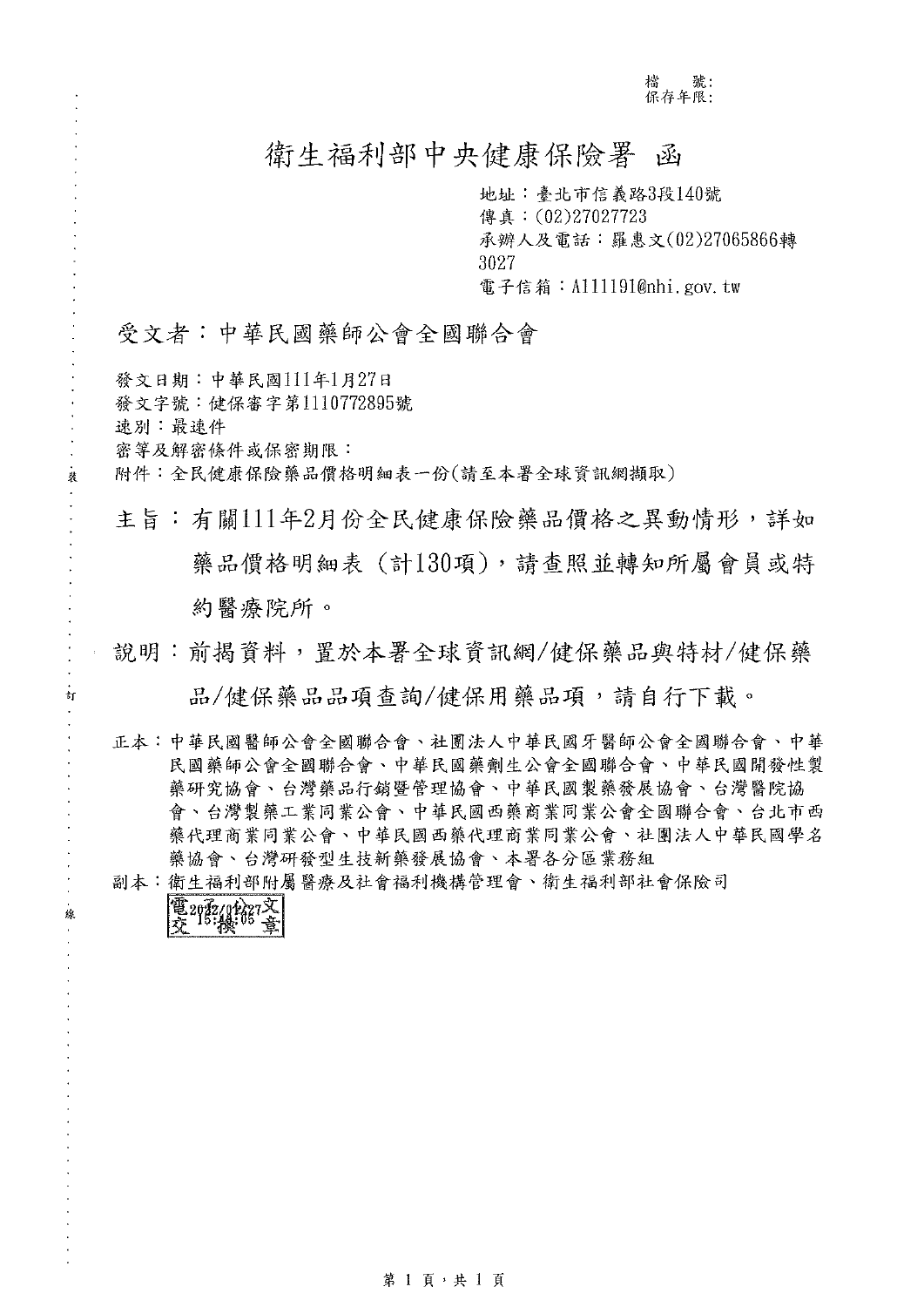檔　號:
保存年限:

# 衛生福利部中央健康保險署 函

地址：臺北市信義路3段140號
傳真：(02)27027723
承辦人及電話：羅惠文(02)27065866轉3027
電子信箱：A111191@nhi.gov.tw

受文者：中華民國藥師公會全國聯合會

發文日期：中華民國111年1月27日
發文字號：健保審字第1110772895號
速別：最速件
密等及解密條件或保密期限：
附件：全民健康保險藥品價格明細表一份(請至本署全球資訊網擷取)

主旨：有關111年2月份全民健康保險藥品價格之異動情形，詳如藥品價格明細表（計130項），請查照並轉知所屬會員或特約醫療院所。

說明：前揭資料，置於本署全球資訊網/健保藥品與特材/健保藥品/健保藥品品項查詢/健保用藥品項，請自行下載。

正本：中華民國醫師公會全國聯合會、社團法人中華民國牙醫師公會全國聯合會、中華民國藥師公會全國聯合會、中華民國藥劑生公會全國聯合會、中華民國開發性製藥研究協會、台灣藥品行銷暨管理協會、中華民國製藥發展協會、台灣醫院協會、台灣製藥工業同業公會、中華民國西藥商業同業公會全國聯合會、台北市西藥代理商業同業公會、中華民國西藥代理商業同業公會、社團法人中華民國學名藥協會、台灣研發型生技新藥發展協會、本署各分區業務組
副本：衛生福利部附屬醫療及社會福利機構管理會、衛生福利部社會保險司

電子公文交換章 2022/01/27 15:48:05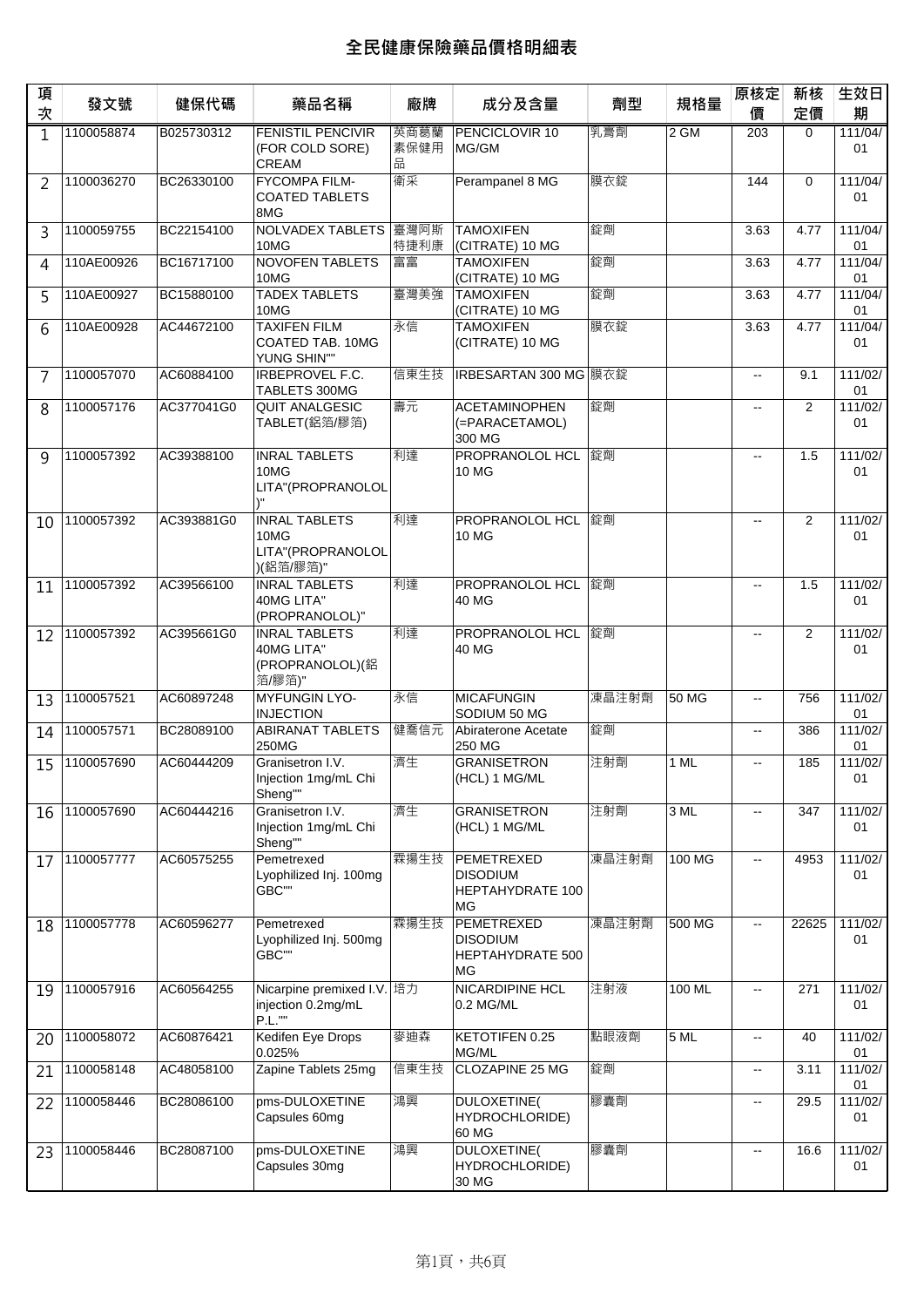# 全民健康保險藥品價格明細表

| 項次 | 發文號 | 健保代碼 | 藥品名稱 | 廠牌 | 成分及含量 | 劑型 | 規格量 | 原核定價 | 新核定價 | 生效日期 |
|---|---|---|---|---|---|---|---|---|---|---|
| 1 | 1100058874 | B025730312 | FENISTIL PENCIVIR (FOR COLD SORE) CREAM | 英商葛蘭素保健用品 | PENCICLOVIR 10 MG/GM | 乳膏劑 | 2 GM | 203 | 0 | 111/04/01 |
| 2 | 1100036270 | BC26330100 | FYCOMPA FILM-COATED TABLETS 8MG | 衛采 | Perampanel 8 MG | 膜衣錠 | | 144 | 0 | 111/04/01 |
| 3 | 1100059755 | BC22154100 | NOLVADEX TABLETS 10MG | 臺灣阿斯特捷利康 | TAMOXIFEN (CITRATE) 10 MG | 錠劑 | | 3.63 | 4.77 | 111/04/01 |
| 4 | 110AE00926 | BC16717100 | NOVOFEN TABLETS 10MG | 富富 | TAMOXIFEN (CITRATE) 10 MG | 錠劑 | | 3.63 | 4.77 | 111/04/01 |
| 5 | 110AE00927 | BC15880100 | TADEX TABLETS 10MG | 臺灣美強 | TAMOXIFEN (CITRATE) 10 MG | 錠劑 | | 3.63 | 4.77 | 111/04/01 |
| 6 | 110AE00928 | AC44672100 | TAXIFEN FILM COATED TAB. 10MG YUNG SHIN"" | 永信 | TAMOXIFEN (CITRATE) 10 MG | 膜衣錠 | | 3.63 | 4.77 | 111/04/01 |
| 7 | 1100057070 | AC60884100 | IRBEPROVEL F.C. TABLETS 300MG | 信東生技 | IRBESARTAN 300 MG | 膜衣錠 | | -- | 9.1 | 111/02/01 |
| 8 | 1100057176 | AC377041G0 | QUIT ANALGESIC TABLET(鋁箔/膠箔) | 壽元 | ACETAMINOPHEN (=PARACETAMOL) 300 MG | 錠劑 | | -- | 2 | 111/02/01 |
| 9 | 1100057392 | AC39388100 | INRAL TABLETS 10MG LITA"(PROPRANOLOL)" | 利達 | PROPRANOLOL HCL 10 MG | 錠劑 | | -- | 1.5 | 111/02/01 |
| 10 | 1100057392 | AC393881G0 | INRAL TABLETS 10MG LITA"(PROPRANOLOL)(鋁箔/膠箔)" | 利達 | PROPRANOLOL HCL 10 MG | 錠劑 | | -- | 2 | 111/02/01 |
| 11 | 1100057392 | AC39566100 | INRAL TABLETS 40MG LITA" (PROPRANOLOL)" | 利達 | PROPRANOLOL HCL 40 MG | 錠劑 | | -- | 1.5 | 111/02/01 |
| 12 | 1100057392 | AC395661G0 | INRAL TABLETS 40MG LITA" (PROPRANOLOL)(鋁箔/膠箔)" | 利達 | PROPRANOLOL HCL 40 MG | 錠劑 | | -- | 2 | 111/02/01 |
| 13 | 1100057521 | AC60897248 | MYFUNGIN LYO-INJECTION | 永信 | MICAFUNGIN SODIUM 50 MG | 凍晶注射劑 | 50 MG | -- | 756 | 111/02/01 |
| 14 | 1100057571 | BC28089100 | ABIRANAT TABLETS 250MG | 健喬信元 | Abiraterone Acetate 250 MG | 錠劑 | | -- | 386 | 111/02/01 |
| 15 | 1100057690 | AC60444209 | Granisetron I.V. Injection 1mg/mL Chi Sheng"" | 濟生 | GRANISETRON (HCL) 1 MG/ML | 注射劑 | 1 ML | -- | 185 | 111/02/01 |
| 16 | 1100057690 | AC60444216 | Granisetron I.V. Injection 1mg/mL Chi Sheng"" | 濟生 | GRANISETRON (HCL) 1 MG/ML | 注射劑 | 3 ML | -- | 347 | 111/02/01 |
| 17 | 1100057777 | AC60575255 | Pemetrexed Lyophilized Inj. 100mg GBC"" | 霖揚生技 | PEMETREXED DISODIUM HEPTAHYDRATE 100 MG | 凍晶注射劑 | 100 MG | -- | 4953 | 111/02/01 |
| 18 | 1100057778 | AC60596277 | Pemetrexed Lyophilized Inj. 500mg GBC"" | 霖揚生技 | PEMETREXED DISODIUM HEPTAHYDRATE 500 MG | 凍晶注射劑 | 500 MG | -- | 22625 | 111/02/01 |
| 19 | 1100057916 | AC60564255 | Nicarpine premixed I.V. injection 0.2mg/mL P.L."" | 培力 | NICARDIPINE HCL 0.2 MG/ML | 注射液 | 100 ML | -- | 271 | 111/02/01 |
| 20 | 1100058072 | AC60876421 | Kedifen Eye Drops 0.025% | 麥迪森 | KETOTIFEN 0.25 MG/ML | 點眼液劑 | 5 ML | -- | 40 | 111/02/01 |
| 21 | 1100058148 | AC48058100 | Zapine Tablets 25mg | 信東生技 | CLOZAPINE 25 MG | 錠劑 | | -- | 3.11 | 111/02/01 |
| 22 | 1100058446 | BC28086100 | pms-DULOXETINE Capsules 60mg | 鴻興 | DULOXETINE( HYDROCHLORIDE) 60 MG | 膠囊劑 | | -- | 29.5 | 111/02/01 |
| 23 | 1100058446 | BC28087100 | pms-DULOXETINE Capsules 30mg | 鴻興 | DULOXETINE( HYDROCHLORIDE) 30 MG | 膠囊劑 | | -- | 16.6 | 111/02/01 |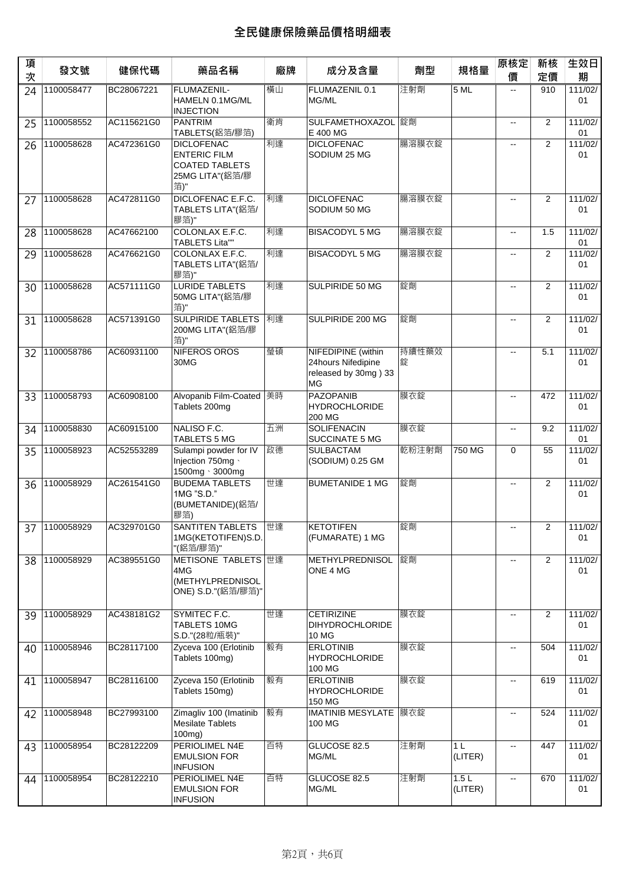# 全民健康保險藥品價格明細表

| 項次 | 發文號 | 健保代碼 | 藥品名稱 | 廠牌 | 成分及含量 | 劑型 | 規格量 | 原核定價 | 新核定價 | 生效日期 |
|---|---|---|---|---|---|---|---|---|---|---|
| 24 | 1100058477 | BC28067221 | FLUMAZENIL-HAMELN 0.1MG/ML INJECTION | 橫山 | FLUMAZENIL 0.1 MG/ML | 注射劑 | 5 ML | -- | 910 | 111/02/01 |
| 25 | 1100058552 | AC115621G0 | PANTRIM TABLETS(鋁箔/膠箔) | 衛肯 | SULFAMETHOXAZOLE 400 MG | 錠劑 | | -- | 2 | 111/02/01 |
| 26 | 1100058628 | AC472361G0 | DICLOFENAC ENTERIC FILM COATED TABLETS 25MG LITA"(鋁箔/膠箔)" | 利達 | DICLOFENAC SODIUM 25 MG | 腸溶膜衣錠 | | -- | 2 | 111/02/01 |
| 27 | 1100058628 | AC472811G0 | DICLOFENAC E.F.C. TABLETS LITA"(鋁箔/膠箔)" | 利達 | DICLOFENAC SODIUM 50 MG | 腸溶膜衣錠 | | -- | 2 | 111/02/01 |
| 28 | 1100058628 | AC47662100 | COLONLAX E.F.C. TABLETS Lita"" | 利達 | BISACODYL 5 MG | 腸溶膜衣錠 | | -- | 1.5 | 111/02/01 |
| 29 | 1100058628 | AC476621G0 | COLONLAX E.F.C. TABLETS LITA"(鋁箔/膠箔)" | 利達 | BISACODYL 5 MG | 腸溶膜衣錠 | | -- | 2 | 111/02/01 |
| 30 | 1100058628 | AC571111G0 | LURIDE TABLETS 50MG LITA"(鋁箔/膠箔)" | 利達 | SULPIRIDE 50 MG | 錠劑 | | -- | 2 | 111/02/01 |
| 31 | 1100058628 | AC571391G0 | SULPIRIDE TABLETS 200MG LITA"(鋁箔/膠箔)" | 利達 | SULPIRIDE 200 MG | 錠劑 | | -- | 2 | 111/02/01 |
| 32 | 1100058786 | AC60931100 | NIFEROS OROS 30MG | 瑩碩 | NIFEDIPINE (within 24hours Nifedipine released by 30mg ) 33 MG | 持續性藥效錠 | | -- | 5.1 | 111/02/01 |
| 33 | 1100058793 | AC60908100 | Alvopanib Film-Coated Tablets 200mg | 美時 | PAZOPANIB HYDROCHLORIDE 200 MG | 膜衣錠 | | -- | 472 | 111/02/01 |
| 34 | 1100058830 | AC60915100 | NALISO F.C. TABLETS 5 MG | 五洲 | SOLIFENACIN SUCCINATE 5 MG | 膜衣錠 | | -- | 9.2 | 111/02/01 |
| 35 | 1100058923 | AC52553289 | Sulampi powder for IV Injection 750mg、1500mg、3000mg | 政德 | SULBACTAM (SODIUM) 0.25 GM | 乾粉注射劑 | 750 MG | 0 | 55 | 111/02/01 |
| 36 | 1100058929 | AC261541G0 | BUDEMA TABLETS 1MG "S.D." (BUMETANIDE)(鋁箔/膠箔) | 世達 | BUMETANIDE 1 MG | 錠劑 | | -- | 2 | 111/02/01 |
| 37 | 1100058929 | AC329701G0 | SANTITEN TABLETS 1MG(KETOTIFEN)S.D."(鋁箔/膠箔)" | 世達 | KETOTIFEN (FUMARATE) 1 MG | 錠劑 | | -- | 2 | 111/02/01 |
| 38 | 1100058929 | AC389551G0 | METISONE TABLETS 4MG (METHYLPREDNISOLONE) S.D."(鋁箔/膠箔)" | 世達 | METHYLPREDNISOLONE 4 MG | 錠劑 | | -- | 2 | 111/02/01 |
| 39 | 1100058929 | AC438181G2 | SYMITEC F.C. TABLETS 10MG S.D."(28粒/瓶裝)" | 世達 | CETIRIZINE DIHYDROCHLORIDE 10 MG | 膜衣錠 | | -- | 2 | 111/02/01 |
| 40 | 1100058946 | BC28117100 | Zyceva 100 (Erlotinib Tablets 100mg) | 毅有 | ERLOTINIB HYDROCHLORIDE 100 MG | 膜衣錠 | | -- | 504 | 111/02/01 |
| 41 | 1100058947 | BC28116100 | Zyceva 150 (Erlotinib Tablets 150mg) | 毅有 | ERLOTINIB HYDROCHLORIDE 150 MG | 膜衣錠 | | -- | 619 | 111/02/01 |
| 42 | 1100058948 | BC27993100 | Zimagliv 100 (Imatinib Mesilate Tablets 100mg) | 毅有 | IMATINIB MESYLATE 100 MG | 膜衣錠 | | -- | 524 | 111/02/01 |
| 43 | 1100058954 | BC28122209 | PERIOLIMEL N4E EMULSION FOR INFUSION | 百特 | GLUCOSE 82.5 MG/ML | 注射劑 | 1 L (LITER) | -- | 447 | 111/02/01 |
| 44 | 1100058954 | BC28122210 | PERIOLIMEL N4E EMULSION FOR INFUSION | 百特 | GLUCOSE 82.5 MG/ML | 注射劑 | 1.5 L (LITER) | -- | 670 | 111/02/01 |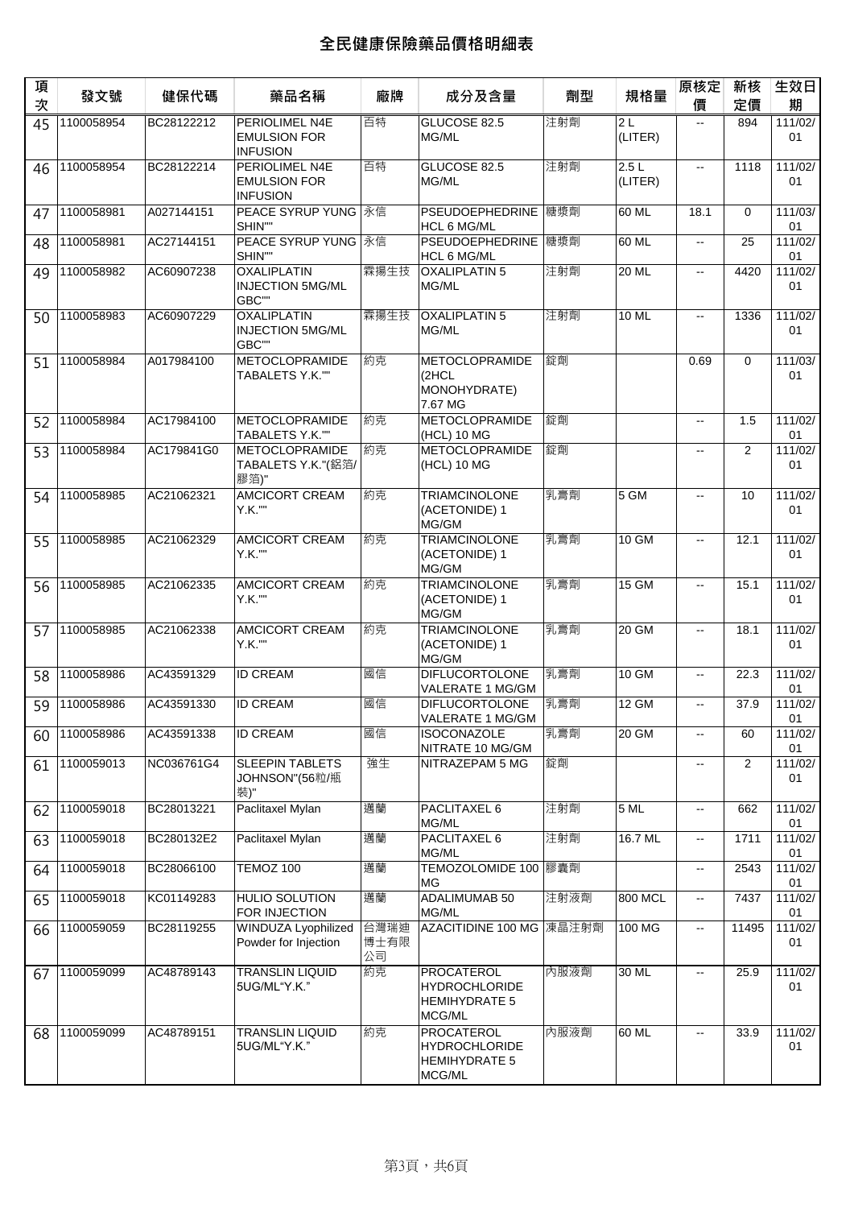# 全民健康保險藥品價格明細表

| 項次 | 發文號 | 健保代碼 | 藥品名稱 | 廠牌 | 成分及含量 | 劑型 | 規格量 | 原核定價 | 新核定價 | 生效日期 |
|---|---|---|---|---|---|---|---|---|---|---|
| 45 | 1100058954 | BC28122212 | PERIOLIMEL N4E EMULSION FOR INFUSION | 百特 | GLUCOSE 82.5 MG/ML | 注射劑 | 2 L (LITER) | -- | 894 | 111/02/01 |
| 46 | 1100058954 | BC28122214 | PERIOLIMEL N4E EMULSION FOR INFUSION | 百特 | GLUCOSE 82.5 MG/ML | 注射劑 | 2.5 L (LITER) | -- | 1118 | 111/02/01 |
| 47 | 1100058981 | A027144151 | PEACE SYRUP YUNG SHIN"" | 永信 | PSEUDOEPHEDRINE HCL 6 MG/ML | 糖漿劑 | 60 ML | 18.1 | 0 | 111/03/01 |
| 48 | 1100058981 | AC27144151 | PEACE SYRUP YUNG SHIN"" | 永信 | PSEUDOEPHEDRINE HCL 6 MG/ML | 糖漿劑 | 60 ML | -- | 25 | 111/02/01 |
| 49 | 1100058982 | AC60907238 | OXALIPLATIN INJECTION 5MG/ML GBC"" | 霖揚生技 | OXALIPLATIN 5 MG/ML | 注射劑 | 20 ML | -- | 4420 | 111/02/01 |
| 50 | 1100058983 | AC60907229 | OXALIPLATIN INJECTION 5MG/ML GBC"" | 霖揚生技 | OXALIPLATIN 5 MG/ML | 注射劑 | 10 ML | -- | 1336 | 111/02/01 |
| 51 | 1100058984 | A017984100 | METOCLOPRAMIDE TABALETS Y.K."" | 約克 | METOCLOPRAMIDE (2HCL MONOHYDRATE) 7.67 MG | 錠劑 | | 0.69 | 0 | 111/03/01 |
| 52 | 1100058984 | AC17984100 | METOCLOPRAMIDE TABALETS Y.K."" | 約克 | METOCLOPRAMIDE (HCL) 10 MG | 錠劑 | | -- | 1.5 | 111/02/01 |
| 53 | 1100058984 | AC179841G0 | METOCLOPRAMIDE TABALETS Y.K."(鋁箔/膠箔)" | 約克 | METOCLOPRAMIDE (HCL) 10 MG | 錠劑 | | -- | 2 | 111/02/01 |
| 54 | 1100058985 | AC21062321 | AMCICORT CREAM Y.K."" | 約克 | TRIAMCINOLONE (ACETONIDE) 1 MG/GM | 乳膏劑 | 5 GM | -- | 10 | 111/02/01 |
| 55 | 1100058985 | AC21062329 | AMCICORT CREAM Y.K."" | 約克 | TRIAMCINOLONE (ACETONIDE) 1 MG/GM | 乳膏劑 | 10 GM | -- | 12.1 | 111/02/01 |
| 56 | 1100058985 | AC21062335 | AMCICORT CREAM Y.K."" | 約克 | TRIAMCINOLONE (ACETONIDE) 1 MG/GM | 乳膏劑 | 15 GM | -- | 15.1 | 111/02/01 |
| 57 | 1100058985 | AC21062338 | AMCICORT CREAM Y.K."" | 約克 | TRIAMCINOLONE (ACETONIDE) 1 MG/GM | 乳膏劑 | 20 GM | -- | 18.1 | 111/02/01 |
| 58 | 1100058986 | AC43591329 | ID CREAM | 國信 | DIFLUCORTOLONE VALERATE 1 MG/GM | 乳膏劑 | 10 GM | -- | 22.3 | 111/02/01 |
| 59 | 1100058986 | AC43591330 | ID CREAM | 國信 | DIFLUCORTOLONE VALERATE 1 MG/GM | 乳膏劑 | 12 GM | -- | 37.9 | 111/02/01 |
| 60 | 1100058986 | AC43591338 | ID CREAM | 國信 | ISOCONAZOLE NITRATE 10 MG/GM | 乳膏劑 | 20 GM | -- | 60 | 111/02/01 |
| 61 | 1100059013 | NC036761G4 | SLEEPIN TABLETS JOHNSON"(56粒/瓶裝)" | 強生 | NITRAZEPAM 5 MG | 錠劑 | | -- | 2 | 111/02/01 |
| 62 | 1100059018 | BC28013221 | Paclitaxel Mylan | 邁蘭 | PACLITAXEL 6 MG/ML | 注射劑 | 5 ML | -- | 662 | 111/02/01 |
| 63 | 1100059018 | BC280132E2 | Paclitaxel Mylan | 邁蘭 | PACLITAXEL 6 MG/ML | 注射劑 | 16.7 ML | -- | 1711 | 111/02/01 |
| 64 | 1100059018 | BC28066100 | TEMOZ 100 | 邁蘭 | TEMOZOLOMIDE 100 MG | 膠囊劑 | | -- | 2543 | 111/02/01 |
| 65 | 1100059018 | KC01149283 | HULIO SOLUTION FOR INJECTION | 邁蘭 | ADALIMUMAB 50 MG/ML | 注射液劑 | 800 MCL | -- | 7437 | 111/02/01 |
| 66 | 1100059059 | BC28119255 | WINDUZA Lyophilized Powder for Injection | 台灣瑞迪博士有限公司 | AZACITIDINE 100 MG | 凍晶注射劑 | 100 MG | -- | 11495 | 111/02/01 |
| 67 | 1100059099 | AC48789143 | TRANSLIN LIQUID 5UG/ML"Y.K." | 約克 | PROCATEROL HYDROCHLORIDE HEMIHYDRATE 5 MCG/ML | 內服液劑 | 30 ML | -- | 25.9 | 111/02/01 |
| 68 | 1100059099 | AC48789151 | TRANSLIN LIQUID 5UG/ML"Y.K." | 約克 | PROCATEROL HYDROCHLORIDE HEMIHYDRATE 5 MCG/ML | 內服液劑 | 60 ML | -- | 33.9 | 111/02/01 |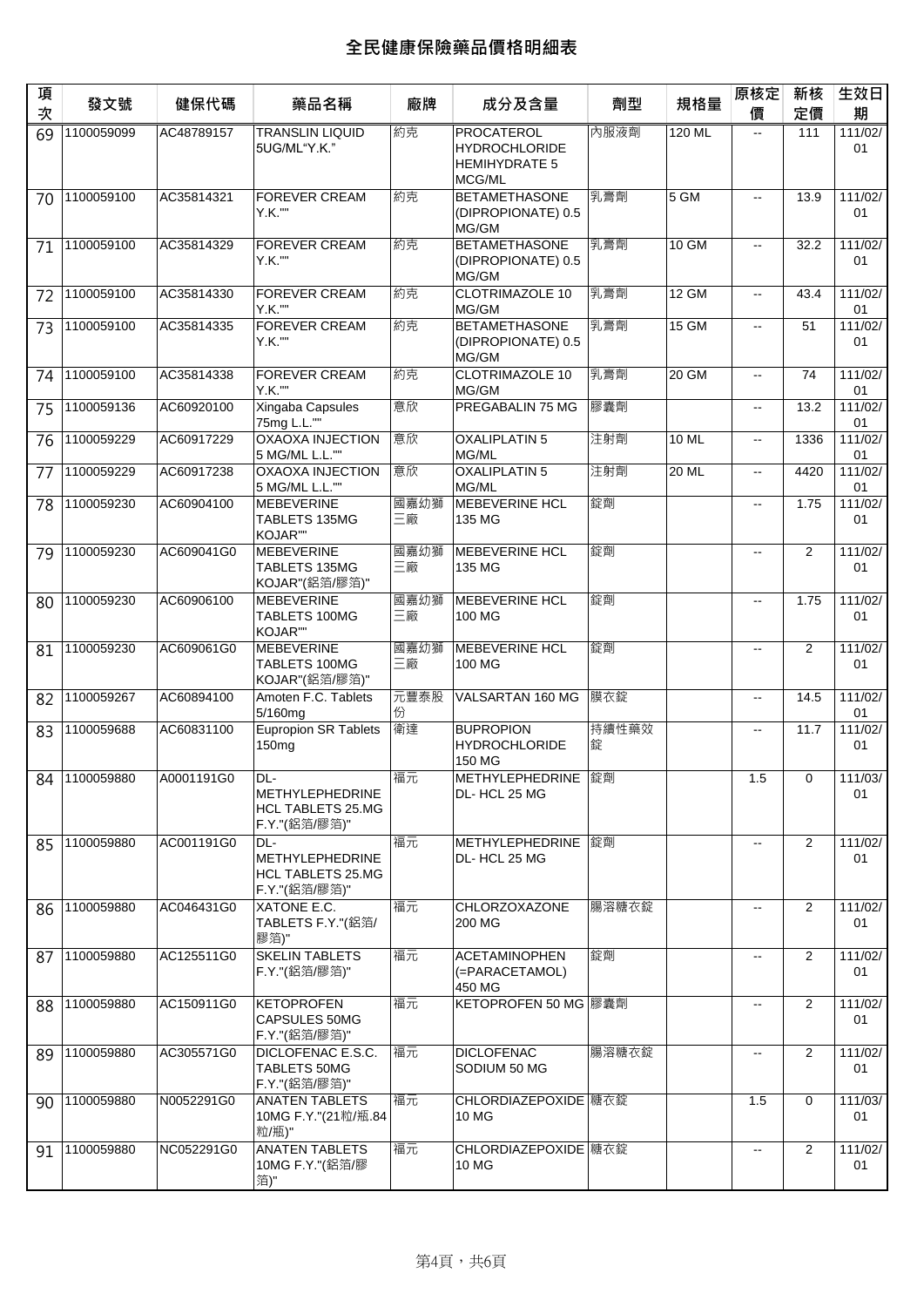# 全民健康保險藥品價格明細表

| 項次 | 發文號 | 健保代碼 | 藥品名稱 | 廠牌 | 成分及含量 | 劑型 | 規格量 | 原核定價 | 新核定價 | 生效日期 |
|---|---|---|---|---|---|---|---|---|---|---|
| 69 | 1100059099 | AC48789157 | TRANSLIN LIQUID 5UG/ML"Y.K." | 約克 | PROCATEROL HYDROCHLORIDE HEMIHYDRATE 5 MCG/ML | 內服液劑 | 120 ML | -- | 111 | 111/02/01 |
| 70 | 1100059100 | AC35814321 | FOREVER CREAM Y.K."" | 約克 | BETAMETHASONE (DIPROPIONATE) 0.5 MG/GM | 乳膏劑 | 5 GM | -- | 13.9 | 111/02/01 |
| 71 | 1100059100 | AC35814329 | FOREVER CREAM Y.K."" | 約克 | BETAMETHASONE (DIPROPIONATE) 0.5 MG/GM | 乳膏劑 | 10 GM | -- | 32.2 | 111/02/01 |
| 72 | 1100059100 | AC35814330 | FOREVER CREAM Y.K."" | 約克 | CLOTRIMAZOLE 10 MG/GM | 乳膏劑 | 12 GM | -- | 43.4 | 111/02/01 |
| 73 | 1100059100 | AC35814335 | FOREVER CREAM Y.K."" | 約克 | BETAMETHASONE (DIPROPIONATE) 0.5 MG/GM | 乳膏劑 | 15 GM | -- | 51 | 111/02/01 |
| 74 | 1100059100 | AC35814338 | FOREVER CREAM Y.K."" | 約克 | CLOTRIMAZOLE 10 MG/GM | 乳膏劑 | 20 GM | -- | 74 | 111/02/01 |
| 75 | 1100059136 | AC60920100 | Xingaba Capsules 75mg L.L."" | 意欣 | PREGABALIN 75 MG | 膠囊劑 | | -- | 13.2 | 111/02/01 |
| 76 | 1100059229 | AC60917229 | OXAOXA INJECTION 5 MG/ML L.L."" | 意欣 | OXALIPLATIN 5 MG/ML | 注射劑 | 10 ML | -- | 1336 | 111/02/01 |
| 77 | 1100059229 | AC60917238 | OXAOXA INJECTION 5 MG/ML L.L."" | 意欣 | OXALIPLATIN 5 MG/ML | 注射劑 | 20 ML | -- | 4420 | 111/02/01 |
| 78 | 1100059230 | AC60904100 | MEBEVERINE TABLETS 135MG KOJAR"" | 國嘉幼獅三廠 | MEBEVERINE HCL 135 MG | 錠劑 | | -- | 1.75 | 111/02/01 |
| 79 | 1100059230 | AC609041G0 | MEBEVERINE TABLETS 135MG KOJAR"(鋁箔/膠箔)" | 國嘉幼獅三廠 | MEBEVERINE HCL 135 MG | 錠劑 | | -- | 2 | 111/02/01 |
| 80 | 1100059230 | AC60906100 | MEBEVERINE TABLETS 100MG KOJAR"" | 國嘉幼獅三廠 | MEBEVERINE HCL 100 MG | 錠劑 | | -- | 1.75 | 111/02/01 |
| 81 | 1100059230 | AC609061G0 | MEBEVERINE TABLETS 100MG KOJAR"(鋁箔/膠箔)" | 國嘉幼獅三廠 | MEBEVERINE HCL 100 MG | 錠劑 | | -- | 2 | 111/02/01 |
| 82 | 1100059267 | AC60894100 | Amoten F.C. Tablets 5/160mg | 元豐泰股份 | VALSARTAN 160 MG | 膜衣錠 | | -- | 14.5 | 111/02/01 |
| 83 | 1100059688 | AC60831100 | Eupropion SR Tablets 150mg | 衛達 | BUPROPION HYDROCHLORIDE 150 MG | 持續性藥效錠 | | -- | 11.7 | 111/02/01 |
| 84 | 1100059880 | A0001191G0 | DL-METHYLEPHEDRINE HCL TABLETS 25.MG F.Y."(鋁箔/膠箔)" | 福元 | METHYLEPHEDRINE DL- HCL 25 MG | 錠劑 | | 1.5 | 0 | 111/03/01 |
| 85 | 1100059880 | AC001191G0 | DL-METHYLEPHEDRINE HCL TABLETS 25.MG F.Y."(鋁箔/膠箔)" | 福元 | METHYLEPHEDRINE DL- HCL 25 MG | 錠劑 | | -- | 2 | 111/02/01 |
| 86 | 1100059880 | AC046431G0 | XATONE E.C. TABLETS F.Y."(鋁箔/膠箔)" | 福元 | CHLORZOXAZONE 200 MG | 腸溶糖衣錠 | | -- | 2 | 111/02/01 |
| 87 | 1100059880 | AC125511G0 | SKELIN TABLETS F.Y."(鋁箔/膠箔)" | 福元 | ACETAMINOPHEN (=PARACETAMOL) 450 MG | 錠劑 | | -- | 2 | 111/02/01 |
| 88 | 1100059880 | AC150911G0 | KETOPROFEN CAPSULES 50MG F.Y."(鋁箔/膠箔)" | 福元 | KETOPROFEN 50 MG | 膠囊劑 | | -- | 2 | 111/02/01 |
| 89 | 1100059880 | AC305571G0 | DICLOFENAC E.S.C. TABLETS 50MG F.Y."(鋁箔/膠箔)" | 福元 | DICLOFENAC SODIUM 50 MG | 腸溶糖衣錠 | | -- | 2 | 111/02/01 |
| 90 | 1100059880 | N0052291G0 | ANATEN TABLETS 10MG F.Y."(21粒/瓶.84粒/瓶)" | 福元 | CHLORDIAZEPOXIDE 10 MG | 糖衣錠 | | 1.5 | 0 | 111/03/01 |
| 91 | 1100059880 | NC052291G0 | ANATEN TABLETS 10MG F.Y."(鋁箔/膠箔)" | 福元 | CHLORDIAZEPOXIDE 10 MG | 糖衣錠 | | -- | 2 | 111/02/01 |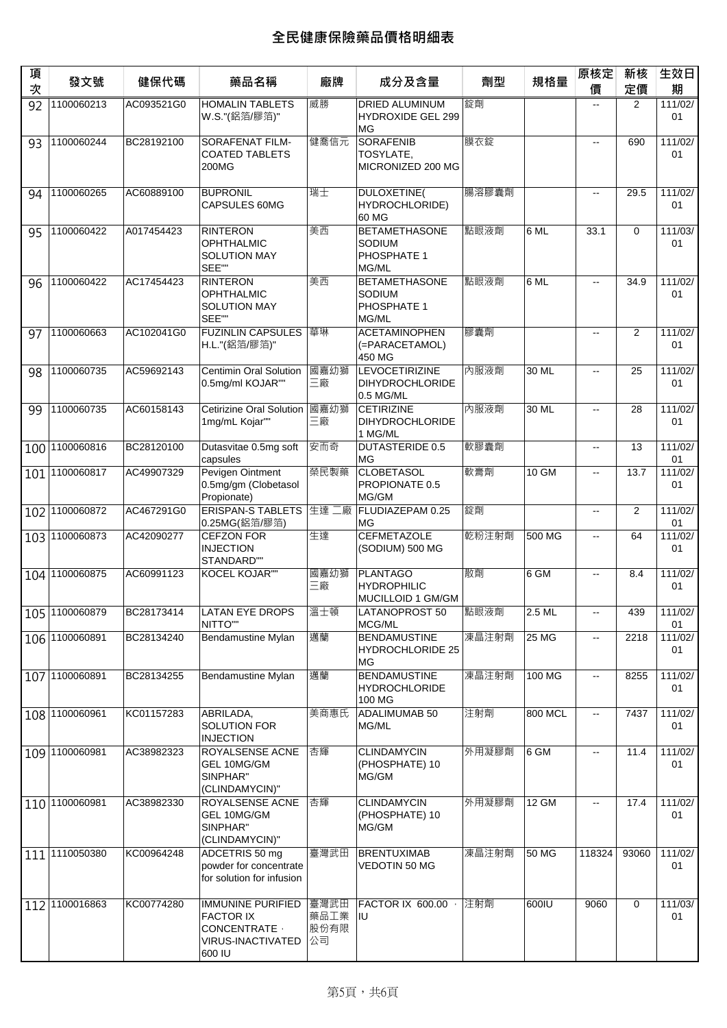# 全民健康保險藥品價格明細表

| 項次 | 發文號 | 健保代碼 | 藥品名稱 | 廠牌 | 成分及含量 | 劑型 | 規格量 | 原核定價 | 新核定價 | 生效日期 |
|---|---|---|---|---|---|---|---|---|---|---|
| 92 | 1100060213 | AC093521G0 | HOMALIN TABLETS W.S."(鋁箔/膠箔)" | 威勝 | DRIED ALUMINUM HYDROXIDE GEL 299 MG | 錠劑 | | -- | 2 | 111/02/01 |
| 93 | 1100060244 | BC28192100 | SORAFENAT FILM-COATED TABLETS 200MG | 健喬信元 | SORAFENIB TOSYLATE, MICRONIZED 200 MG | 膜衣錠 | | -- | 690 | 111/02/01 |
| 94 | 1100060265 | AC60889100 | BUPRONIL CAPSULES 60MG | 瑞士 | DULOXETINE( HYDROCHLORIDE) 60 MG | 腸溶膠囊劑 | | -- | 29.5 | 111/02/01 |
| 95 | 1100060422 | A017454423 | RINTERON OPHTHALMIC SOLUTION MAY SEE"" | 美西 | BETAMETHASONE SODIUM PHOSPHATE 1 MG/ML | 點眼液劑 | 6 ML | 33.1 | 0 | 111/03/01 |
| 96 | 1100060422 | AC17454423 | RINTERON OPHTHALMIC SOLUTION MAY SEE"" | 美西 | BETAMETHASONE SODIUM PHOSPHATE 1 MG/ML | 點眼液劑 | 6 ML | -- | 34.9 | 111/02/01 |
| 97 | 1100060663 | AC102041G0 | FUZINLIN CAPSULES H.L."(鋁箔/膠箔)" | 華琳 | ACETAMINOPHEN (=PARACETAMOL) 450 MG | 膠囊劑 | | -- | 2 | 111/02/01 |
| 98 | 1100060735 | AC59692143 | Centimin Oral Solution 0.5mg/ml KOJAR"" | 國嘉幼獅三廠 | LEVOCETIRIZINE DIHYDROCHLORIDE 0.5 MG/ML | 內服液劑 | 30 ML | -- | 25 | 111/02/01 |
| 99 | 1100060735 | AC60158143 | Cetirizine Oral Solution 1mg/mL Kojar"" | 國嘉幼獅三廠 | CETIRIZINE DIHYDROCHLORIDE 1 MG/ML | 內服液劑 | 30 ML | -- | 28 | 111/02/01 |
| 100 | 1100060816 | BC28120100 | Dutasvitae 0.5mg soft capsules | 安而奇 | DUTASTERIDE 0.5 MG | 軟膠囊劑 | | -- | 13 | 111/02/01 |
| 101 | 1100060817 | AC49907329 | Pevigen Ointment 0.5mg/gm (Clobetasol Propionate) | 榮民製藥 | CLOBETASOL PROPIONATE 0.5 MG/GM | 軟膏劑 | 10 GM | -- | 13.7 | 111/02/01 |
| 102 | 1100060872 | AC467291G0 | ERISPAN-S TABLETS 0.25MG(鋁箔/膠箔) | 生達 二廠 | FLUDIAZEPAM 0.25 MG | 錠劑 | | -- | 2 | 111/02/01 |
| 103 | 1100060873 | AC42090277 | CEFZON FOR INJECTION STANDARD"" | 生達 | CEFMETAZOLE (SODIUM) 500 MG | 乾粉注射劑 | 500 MG | -- | 64 | 111/02/01 |
| 104 | 1100060875 | AC60991123 | KOCEL KOJAR"" | 國嘉幼獅三廠 | PLANTAGO HYDROPHILIC MUCILLOID 1 GM/GM | 散劑 | 6 GM | -- | 8.4 | 111/02/01 |
| 105 | 1100060879 | BC28173414 | LATAN EYE DROPS NITTO"" | 溫士頓 | LATANOPROST 50 MCG/ML | 點眼液劑 | 2.5 ML | -- | 439 | 111/02/01 |
| 106 | 1100060891 | BC28134240 | Bendamustine Mylan | 邁蘭 | BENDAMUSTINE HYDROCHLORIDE 25 MG | 凍晶注射劑 | 25 MG | -- | 2218 | 111/02/01 |
| 107 | 1100060891 | BC28134255 | Bendamustine Mylan | 邁蘭 | BENDAMUSTINE HYDROCHLORIDE 100 MG | 凍晶注射劑 | 100 MG | -- | 8255 | 111/02/01 |
| 108 | 1100060961 | KC01157283 | ABRILADA, SOLUTION FOR INJECTION | 美商惠氏 | ADALIMUMAB 50 MG/ML | 注射劑 | 800 MCL | -- | 7437 | 111/02/01 |
| 109 | 1100060981 | AC38982323 | ROYALSENSE ACNE GEL 10MG/GM SINPHAR" (CLINDAMYCIN)" | 杏輝 | CLINDAMYCIN (PHOSPHATE) 10 MG/GM | 外用凝膠劑 | 6 GM | -- | 11.4 | 111/02/01 |
| 110 | 1100060981 | AC38982330 | ROYALSENSE ACNE GEL 10MG/GM SINPHAR" (CLINDAMYCIN)" | 杏輝 | CLINDAMYCIN (PHOSPHATE) 10 MG/GM | 外用凝膠劑 | 12 GM | -- | 17.4 | 111/02/01 |
| 111 | 1110050380 | KC00964248 | ADCETRIS 50 mg powder for concentrate for solution for infusion | 臺灣武田 | BRENTUXIMAB VEDOTIN 50 MG | 凍晶注射劑 | 50 MG | 118324 | 93060 | 111/02/01 |
| 112 | 1100016863 | KC00774280 | IMMUNINE PURIFIED FACTOR IX CONCENTRATE, VIRUS-INACTIVATED 600 IU | 臺灣武田藥品工業股份有限公司 | FACTOR IX 600.00, IU | 注射劑 | 600IU | 9060 | 0 | 111/03/01 |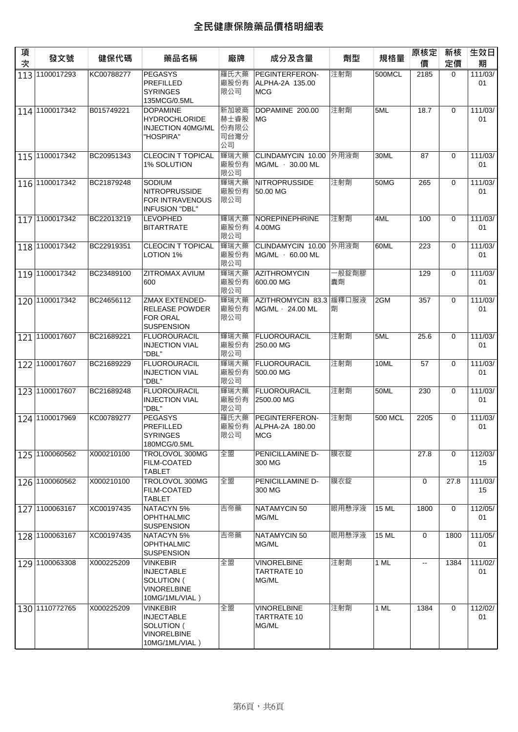# 全民健康保險藥品價格明細表

| 項次 | 發文號 | 健保代碼 | 藥品名稱 | 廠牌 | 成分及含量 | 劑型 | 規格量 | 原核定價 | 新核定價 | 生效日期 |
|---|---|---|---|---|---|---|---|---|---|---|
| 113 | 1100017293 | KC00788277 | PEGASYS PREFILLED SYRINGES 135MCG/0.5ML | 羅氏大藥廠股份有限公司 | PEGINTERFERON-ALPHA-2A 135.00 MCG | 注射劑 | 500MCL | 2185 | 0 | 111/03/01 |
| 114 | 1100017342 | B015749221 | DOPAMINE HYDROCHLORIDE INJECTION 40MG/ML "HOSPIRA" | 新加坡商赫士睿股份有限公司台灣分公司 | DOPAMINE 200.00 MG | 注射劑 | 5ML | 18.7 | 0 | 111/03/01 |
| 115 | 1100017342 | BC20951343 | CLEOCIN T TOPICAL 1% SOLUTION | 輝瑞大藥廠股份有限公司 | CLINDAMYCIN 10.00 MG/ML ， 30.00 ML | 外用液劑 | 30ML | 87 | 0 | 111/03/01 |
| 116 | 1100017342 | BC21879248 | SODIUM NITROPRUSSIDE FOR INTRAVENOUS INFUSION "DBL" | 輝瑞大藥廠股份有限公司 | NITROPRUSSIDE 50.00 MG | 注射劑 | 50MG | 265 | 0 | 111/03/01 |
| 117 | 1100017342 | BC22013219 | LEVOPHED BITARTRATE | 輝瑞大藥廠股份有限公司 | NOREPINEPHRINE 4.00MG | 注射劑 | 4ML | 100 | 0 | 111/03/01 |
| 118 | 1100017342 | BC22919351 | CLEOCIN T TOPICAL LOTION 1% | 輝瑞大藥廠股份有限公司 | CLINDAMYCIN 10.00 MG/ML ， 60.00 ML | 外用液劑 | 60ML | 223 | 0 | 111/03/01 |
| 119 | 1100017342 | BC23489100 | ZITROMAX AVIUM 600 | 輝瑞大藥廠股份有限公司 | AZITHROMYCIN 600.00 MG | 一般錠劑膠囊劑 | | 129 | 0 | 111/03/01 |
| 120 | 1100017342 | BC24656112 | ZMAX EXTENDED-RELEASE POWDER FOR ORAL SUSPENSION | 輝瑞大藥廠股份有限公司 | AZITHROMYCIN 83.3 MG/ML ， 24.00 ML | 緩釋口服液劑 | 2GM | 357 | 0 | 111/03/01 |
| 121 | 1100017607 | BC21689221 | FLUOROURACIL INJECTION VIAL "DBL" | 輝瑞大藥廠股份有限公司 | FLUOROURACIL 250.00 MG | 注射劑 | 5ML | 25.6 | 0 | 111/03/01 |
| 122 | 1100017607 | BC21689229 | FLUOROURACIL INJECTION VIAL "DBL" | 輝瑞大藥廠股份有限公司 | FLUOROURACIL 500.00 MG | 注射劑 | 10ML | 57 | 0 | 111/03/01 |
| 123 | 1100017607 | BC21689248 | FLUOROURACIL INJECTION VIAL "DBL" | 輝瑞大藥廠股份有限公司 | FLUOROURACIL 2500.00 MG | 注射劑 | 50ML | 230 | 0 | 111/03/01 |
| 124 | 1100017969 | KC00789277 | PEGASYS PREFILLED SYRINGES 180MCG/0.5ML | 羅氏大藥廠股份有限公司 | PEGINTERFERON-ALPHA-2A 180.00 MCG | 注射劑 | 500 MCL | 2205 | 0 | 111/03/01 |
| 125 | 1100060562 | X000210100 | TROLOVOL 300MG FILM-COATED TABLET | 全盟 | PENICILLAMINE D-300 MG | 膜衣錠 | | 27.8 | 0 | 112/03/15 |
| 126 | 1100060562 | X000210100 | TROLOVOL 300MG FILM-COATED TABLET | 全盟 | PENICILLAMINE D-300 MG | 膜衣錠 | | 0 | 27.8 | 111/03/15 |
| 127 | 1100063167 | XC00197435 | NATACYN 5% OPHTHALMIC SUSPENSION | 吉帝藥 | NATAMYCIN 50 MG/ML | 眼用懸浮液 | 15 ML | 1800 | 0 | 112/05/01 |
| 128 | 1100063167 | XC00197435 | NATACYN 5% OPHTHALMIC SUSPENSION | 吉帝藥 | NATAMYCIN 50 MG/ML | 眼用懸浮液 | 15 ML | 0 | 1800 | 111/05/01 |
| 129 | 1100063308 | X000225209 | VINKEBIR INJECTABLE SOLUTION（VINORELBINE 10MG/1ML/VIAL） | 全盟 | VINORELBINE TARTRATE 10 MG/ML | 注射劑 | 1 ML | -- | 1384 | 111/02/01 |
| 130 | 1110772765 | X000225209 | VINKEBIR INJECTABLE SOLUTION（VINORELBINE 10MG/1ML/VIAL） | 全盟 | VINORELBINE TARTRATE 10 MG/ML | 注射劑 | 1 ML | 1384 | 0 | 112/02/01 |